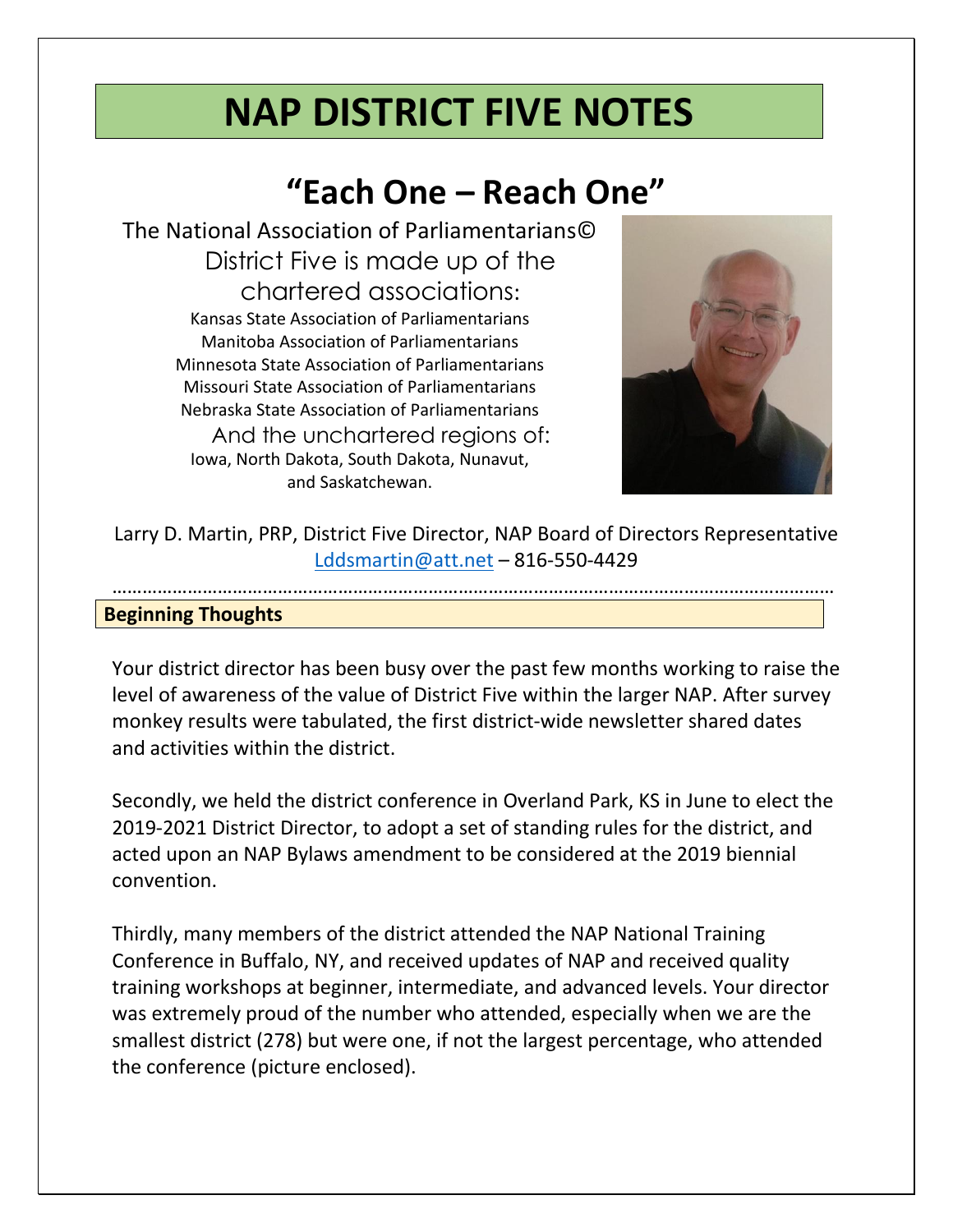# NAP DISTRICT FIVE NOTES

## "Each One – Reach One"

The National Association of Parliamentarians©
District Five is made up of the chartered associations:

Kansas State Association of Parliamentarians
Manitoba Association of Parliamentarians
Minnesota State Association of Parliamentarians
Missouri State Association of Parliamentarians
Nebraska State Association of Parliamentarians

And the unchartered regions of:
Iowa, North Dakota, South Dakota, Nunavut, and Saskatchewan.

Larry D. Martin, PRP, District Five Director, NAP Board of Directors Representative
Lddsmartin@att.net – 816-550-4429

---

### Beginning Thoughts

Your district director has been busy over the past few months working to raise the level of awareness of the value of District Five within the larger NAP. After survey monkey results were tabulated, the first district-wide newsletter shared dates and activities within the district.

Secondly, we held the district conference in Overland Park, KS in June to elect the 2019-2021 District Director, to adopt a set of standing rules for the district, and acted upon an NAP Bylaws amendment to be considered at the 2019 biennial convention.

Thirdly, many members of the district attended the NAP National Training Conference in Buffalo, NY, and received updates of NAP and received quality training workshops at beginner, intermediate, and advanced levels. Your director was extremely proud of the number who attended, especially when we are the smallest district (278) but were one, if not the largest percentage, who attended the conference (picture enclosed).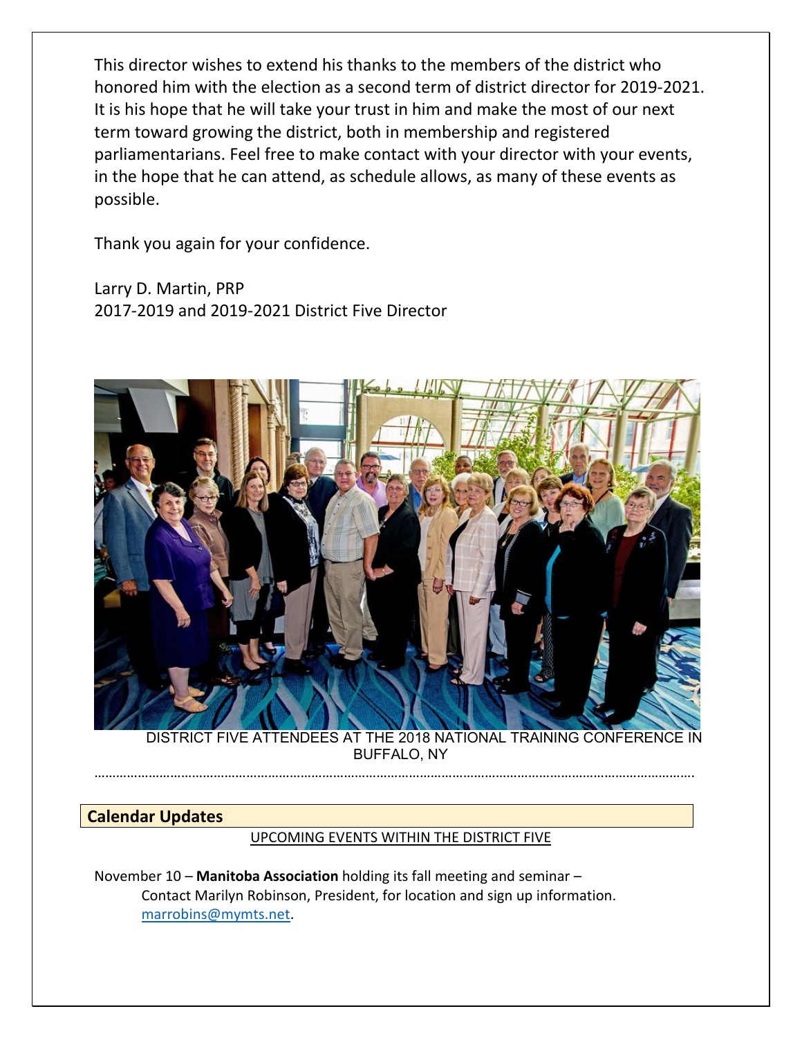This director wishes to extend his thanks to the members of the district who honored him with the election as a second term of district director for 2019-2021. It is his hope that he will take your trust in him and make the most of our next term toward growing the district, both in membership and registered parliamentarians. Feel free to make contact with your director with your events, in the hope that he can attend, as schedule allows, as many of these events as possible.

Thank you again for your confidence.

Larry D. Martin, PRP
2017-2019 and 2019-2021 District Five Director

DISTRICT FIVE ATTENDEES AT THE 2018 NATIONAL TRAINING CONFERENCE IN BUFFALO, NY

……………………………………………………………………………………………………………………………………………

## Calendar Updates

UPCOMING EVENTS WITHIN THE DISTRICT FIVE

November 10 – **Manitoba Association** holding its fall meeting and seminar – Contact Marilyn Robinson, President, for location and sign up information. marrobins@mymts.net.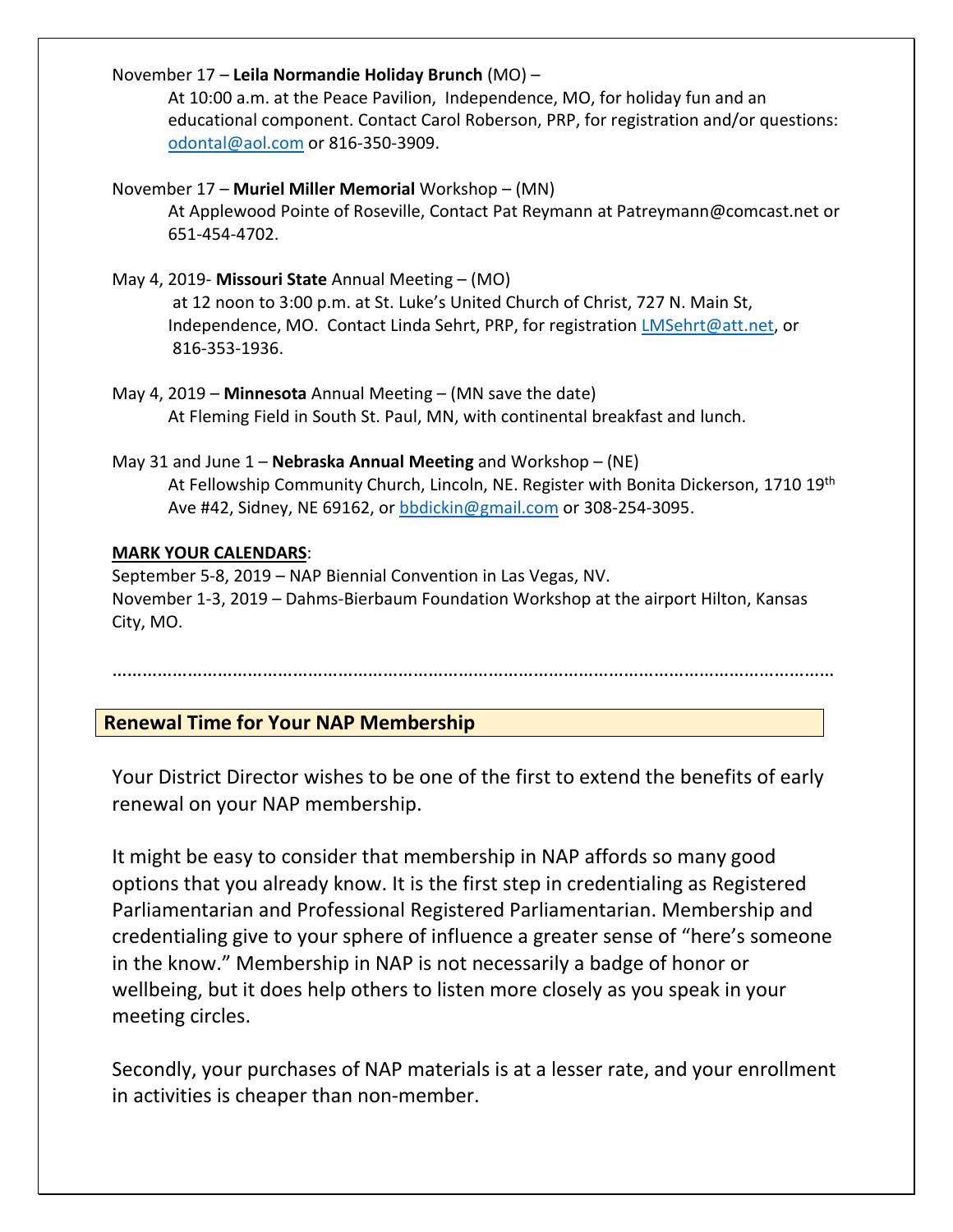November 17 – **Leila Normandie Holiday Brunch** (MO) –

At 10:00 a.m. at the Peace Pavilion, Independence, MO, for holiday fun and an educational component. Contact Carol Roberson, PRP, for registration and/or questions: odontal@aol.com or 816-350-3909.

November 17 – **Muriel Miller Memorial** Workshop – (MN)

At Applewood Pointe of Roseville, Contact Pat Reymann at Patreymann@comcast.net or 651-454-4702.

May 4, 2019- **Missouri State** Annual Meeting – (MO)

at 12 noon to 3:00 p.m. at St. Luke's United Church of Christ, 727 N. Main St, Independence, MO. Contact Linda Sehrt, PRP, for registration LMSehrt@att.net, or 816-353-1936.

May 4, 2019 – **Minnesota** Annual Meeting – (MN save the date)

At Fleming Field in South St. Paul, MN, with continental breakfast and lunch.

May 31 and June 1 – **Nebraska Annual Meeting** and Workshop – (NE)

At Fellowship Community Church, Lincoln, NE. Register with Bonita Dickerson, 1710 19th Ave #42, Sidney, NE 69162, or bbdickin@gmail.com or 308-254-3095.

**MARK YOUR CALENDARS**:

September 5-8, 2019 – NAP Biennial Convention in Las Vegas, NV.
November 1-3, 2019 – Dahms-Bierbaum Foundation Workshop at the airport Hilton, Kansas City, MO.

……………………………………………………………………………………………………………………

## Renewal Time for Your NAP Membership

Your District Director wishes to be one of the first to extend the benefits of early renewal on your NAP membership.

It might be easy to consider that membership in NAP affords so many good options that you already know. It is the first step in credentialing as Registered Parliamentarian and Professional Registered Parliamentarian. Membership and credentialing give to your sphere of influence a greater sense of "here's someone in the know." Membership in NAP is not necessarily a badge of honor or wellbeing, but it does help others to listen more closely as you speak in your meeting circles.

Secondly, your purchases of NAP materials is at a lesser rate, and your enrollment in activities is cheaper than non-member.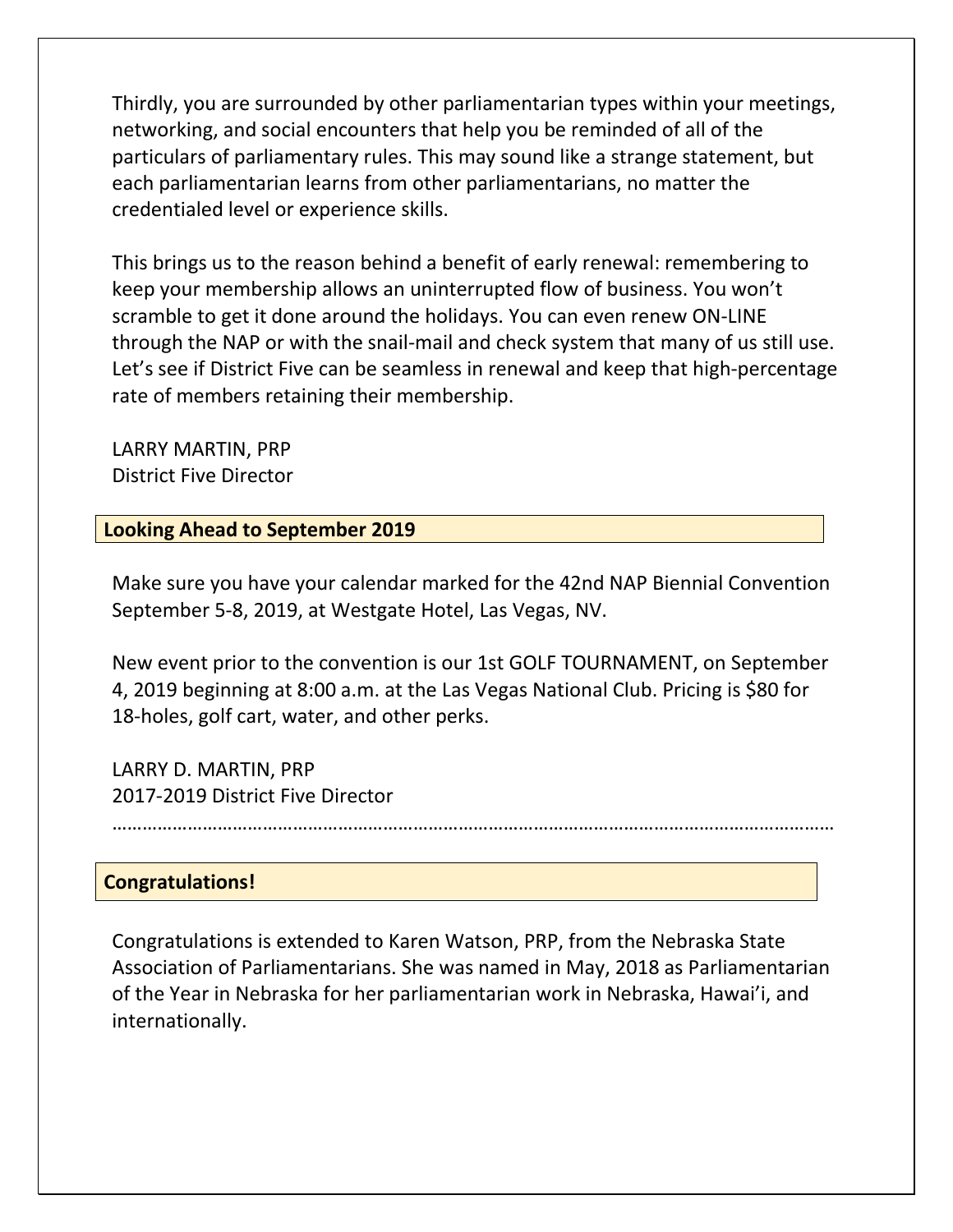Thirdly, you are surrounded by other parliamentarian types within your meetings, networking, and social encounters that help you be reminded of all of the particulars of parliamentary rules. This may sound like a strange statement, but each parliamentarian learns from other parliamentarians, no matter the credentialed level or experience skills.

This brings us to the reason behind a benefit of early renewal: remembering to keep your membership allows an uninterrupted flow of business. You won't scramble to get it done around the holidays. You can even renew ON-LINE through the NAP or with the snail-mail and check system that many of us still use. Let's see if District Five can be seamless in renewal and keep that high-percentage rate of members retaining their membership.

LARRY MARTIN, PRP
District Five Director

## Looking Ahead to September 2019

Make sure you have your calendar marked for the 42nd NAP Biennial Convention September 5-8, 2019, at Westgate Hotel, Las Vegas, NV.

New event prior to the convention is our 1st GOLF TOURNAMENT, on September 4, 2019 beginning at 8:00 a.m. at the Las Vegas National Club. Pricing is $80 for 18-holes, golf cart, water, and other perks.

LARRY D. MARTIN, PRP
2017-2019 District Five Director

…………………………………………………………………………………………………………………………

## Congratulations!

Congratulations is extended to Karen Watson, PRP, from the Nebraska State Association of Parliamentarians. She was named in May, 2018 as Parliamentarian of the Year in Nebraska for her parliamentarian work in Nebraska, Hawai'i, and internationally.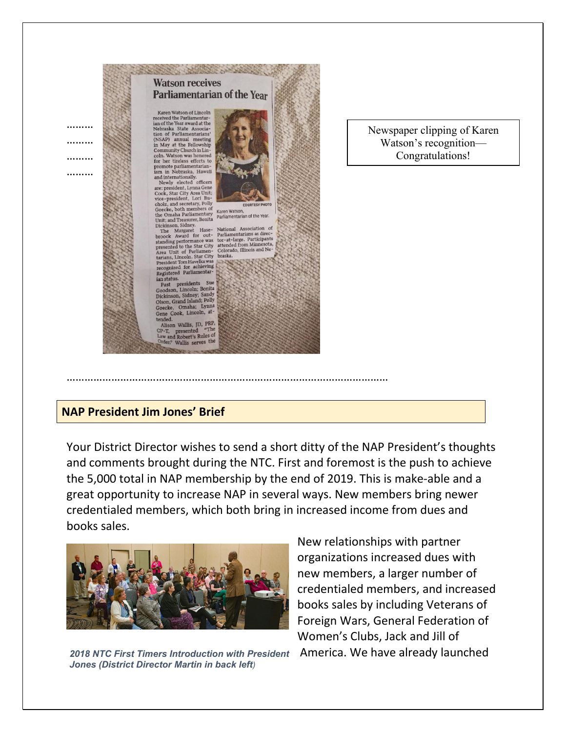Newspaper clipping of Karen Watson's recognition—Congratulations!

## NAP President Jim Jones' Brief

Your District Director wishes to send a short ditty of the NAP President's thoughts and comments brought during the NTC. First and foremost is the push to achieve the 5,000 total in NAP membership by the end of 2019. This is make-able and a great opportunity to increase NAP in several ways. New members bring newer credentialed members, which both bring in increased income from dues and books sales.

*2018 NTC First Timers Introduction with President Jones (District Director Martin in back left)*

New relationships with partner organizations increased dues with new members, a larger number of credentialed members, and increased books sales by including Veterans of Foreign Wars, General Federation of Women's Clubs, Jack and Jill of America. We have already launched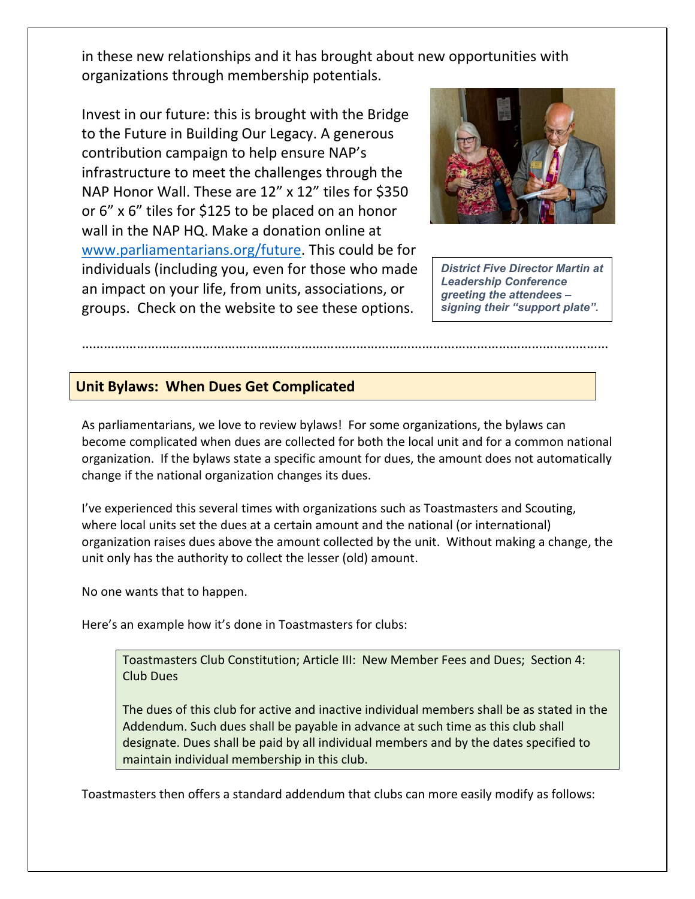in these new relationships and it has brought about new opportunities with organizations through membership potentials.

Invest in our future: this is brought with the Bridge to the Future in Building Our Legacy. A generous contribution campaign to help ensure NAP's infrastructure to meet the challenges through the NAP Honor Wall. These are 12" x 12" tiles for $350 or 6" x 6" tiles for $125 to be placed on an honor wall in the NAP HQ. Make a donation online at www.parliamentarians.org/future. This could be for individuals (including you, even for those who made an impact on your life, from units, associations, or groups. Check on the website to see these options.

***District Five Director Martin at Leadership Conference greeting the attendees – signing their "support plate".***

…………………………………………………………………………………………………………………………

## Unit Bylaws: When Dues Get Complicated

As parliamentarians, we love to review bylaws! For some organizations, the bylaws can become complicated when dues are collected for both the local unit and for a common national organization. If the bylaws state a specific amount for dues, the amount does not automatically change if the national organization changes its dues.

I've experienced this several times with organizations such as Toastmasters and Scouting, where local units set the dues at a certain amount and the national (or international) organization raises dues above the amount collected by the unit. Without making a change, the unit only has the authority to collect the lesser (old) amount.

No one wants that to happen.

Here's an example how it's done in Toastmasters for clubs:

> Toastmasters Club Constitution; Article III: New Member Fees and Dues; Section 4: Club Dues
>
> The dues of this club for active and inactive individual members shall be as stated in the Addendum. Such dues shall be payable in advance at such time as this club shall designate. Dues shall be paid by all individual members and by the dates specified to maintain individual membership in this club.

Toastmasters then offers a standard addendum that clubs can more easily modify as follows: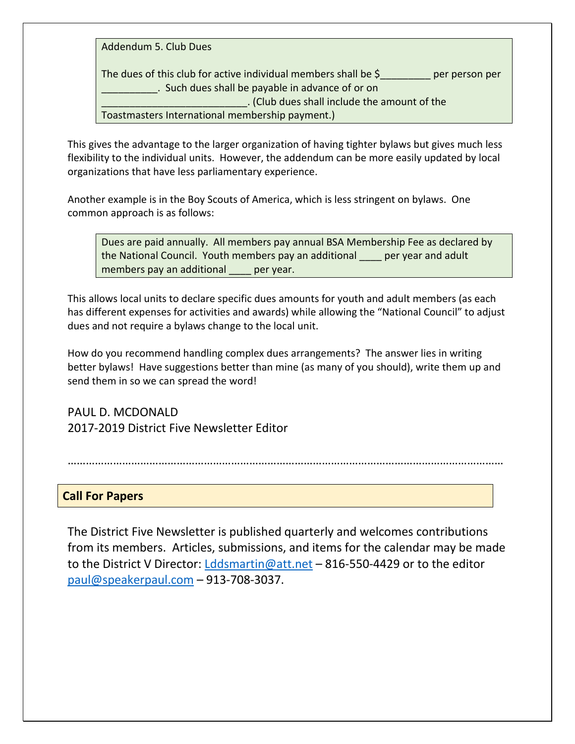> Addendum 5. Club Dues
>
> The dues of this club for active individual members shall be $_________ per person per __________. Such dues shall be payable in advance of or on __________________________. (Club dues shall include the amount of the Toastmasters International membership payment.)

This gives the advantage to the larger organization of having tighter bylaws but gives much less flexibility to the individual units. However, the addendum can be more easily updated by local organizations that have less parliamentary experience.

Another example is in the Boy Scouts of America, which is less stringent on bylaws. One common approach is as follows:

> Dues are paid annually. All members pay annual BSA Membership Fee as declared by the National Council. Youth members pay an additional ____ per year and adult members pay an additional ____ per year.

This allows local units to declare specific dues amounts for youth and adult members (as each has different expenses for activities and awards) while allowing the "National Council" to adjust dues and not require a bylaws change to the local unit.

How do you recommend handling complex dues arrangements? The answer lies in writing better bylaws! Have suggestions better than mine (as many of you should), write them up and send them in so we can spread the word!

PAUL D. MCDONALD
2017-2019 District Five Newsletter Editor

………………………………………………………………………………………………………………………………

## Call For Papers

The District Five Newsletter is published quarterly and welcomes contributions from its members. Articles, submissions, and items for the calendar may be made to the District V Director: Lddsmartin@att.net – 816-550-4429 or to the editor paul@speakerpaul.com – 913-708-3037.